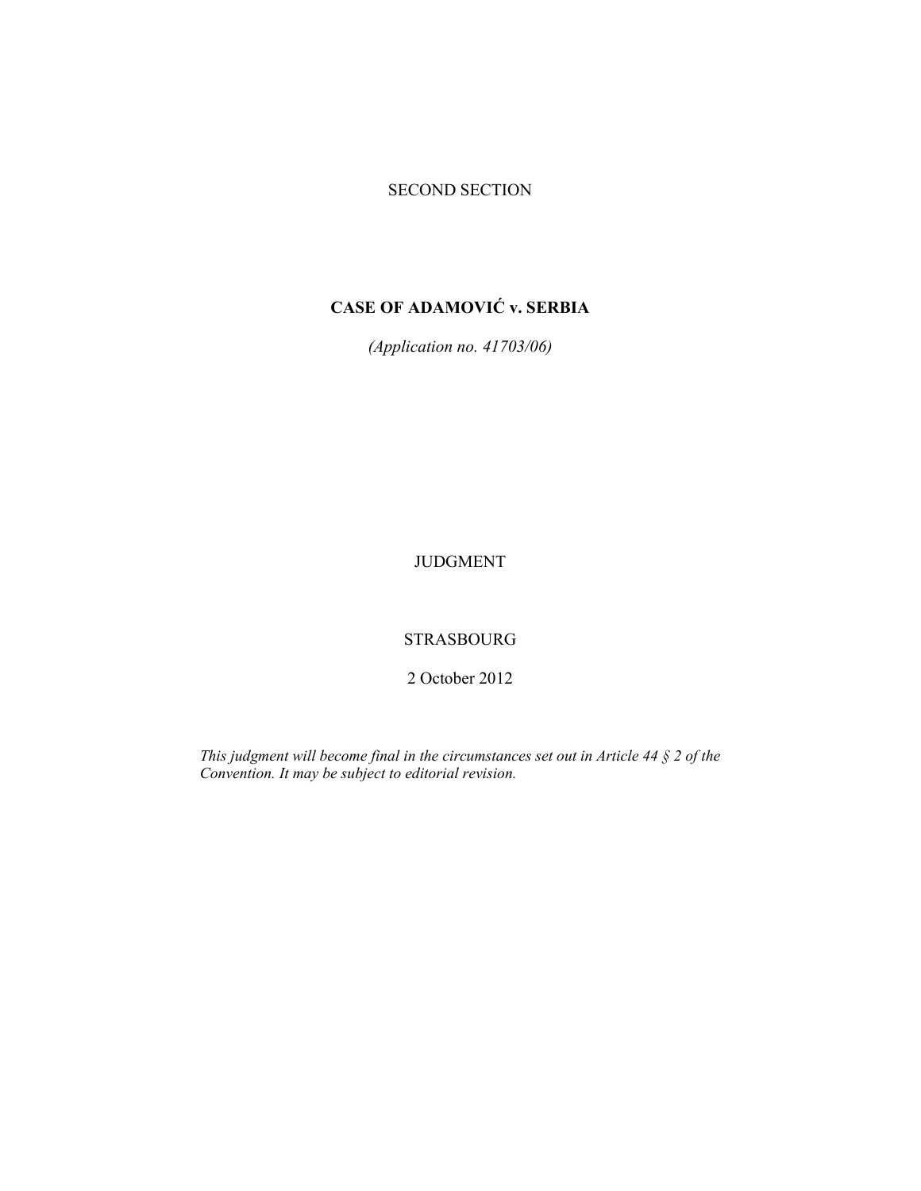SECOND SECTION

# CASE OF ADAMOVIĆ v. SERBIA

*(Application no. 41703/06)*

JUDGMENT

STRASBOURG

2 October 2012

*This judgment will become final in the circumstances set out in Article 44 § 2 of the Convention. It may be subject to editorial revision.*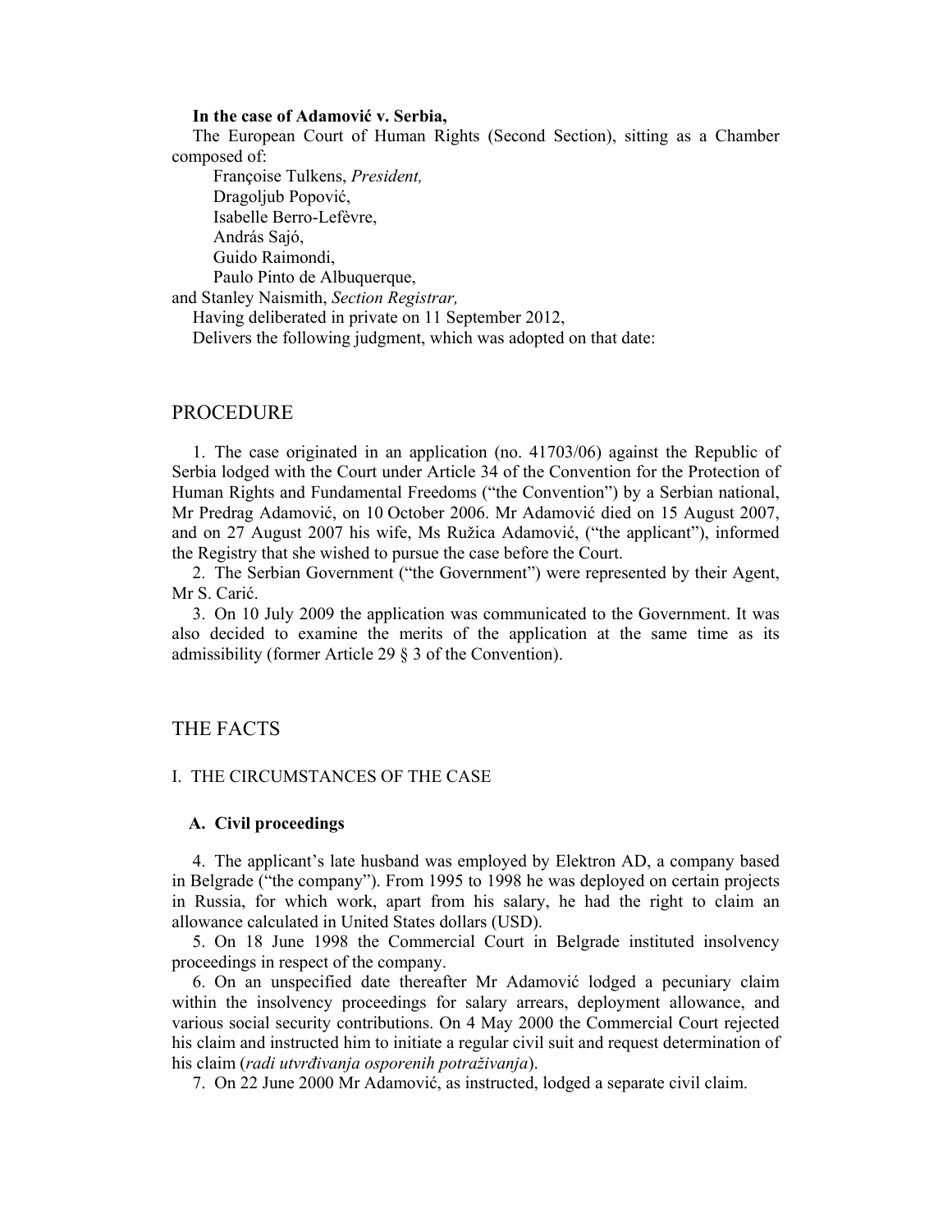**In the case of Adamović v. Serbia,**

The European Court of Human Rights (Second Section), sitting as a Chamber composed of:

Françoise Tulkens, *President,*
Dragoljub Popović,
Isabelle Berro-Lefèvre,
András Sajó,
Guido Raimondi,
Paulo Pinto de Albuquerque,
and Stanley Naismith, *Section Registrar,*

Having deliberated in private on 11 September 2012,

Delivers the following judgment, which was adopted on that date:

## PROCEDURE

1. The case originated in an application (no. 41703/06) against the Republic of Serbia lodged with the Court under Article 34 of the Convention for the Protection of Human Rights and Fundamental Freedoms ("the Convention") by a Serbian national, Mr Predrag Adamović, on 10 October 2006. Mr Adamović died on 15 August 2007, and on 27 August 2007 his wife, Ms Ružica Adamović, ("the applicant"), informed the Registry that she wished to pursue the case before the Court.

2. The Serbian Government ("the Government") were represented by their Agent, Mr S. Carić.

3. On 10 July 2009 the application was communicated to the Government. It was also decided to examine the merits of the application at the same time as its admissibility (former Article 29 § 3 of the Convention).

## THE FACTS

### I. THE CIRCUMSTANCES OF THE CASE

#### A. Civil proceedings

4. The applicant's late husband was employed by Elektron AD, a company based in Belgrade ("the company"). From 1995 to 1998 he was deployed on certain projects in Russia, for which work, apart from his salary, he had the right to claim an allowance calculated in United States dollars (USD).

5. On 18 June 1998 the Commercial Court in Belgrade instituted insolvency proceedings in respect of the company.

6. On an unspecified date thereafter Mr Adamović lodged a pecuniary claim within the insolvency proceedings for salary arrears, deployment allowance, and various social security contributions. On 4 May 2000 the Commercial Court rejected his claim and instructed him to initiate a regular civil suit and request determination of his claim (*radi utvrđivanja osporenih potraživanja*).

7. On 22 June 2000 Mr Adamović, as instructed, lodged a separate civil claim.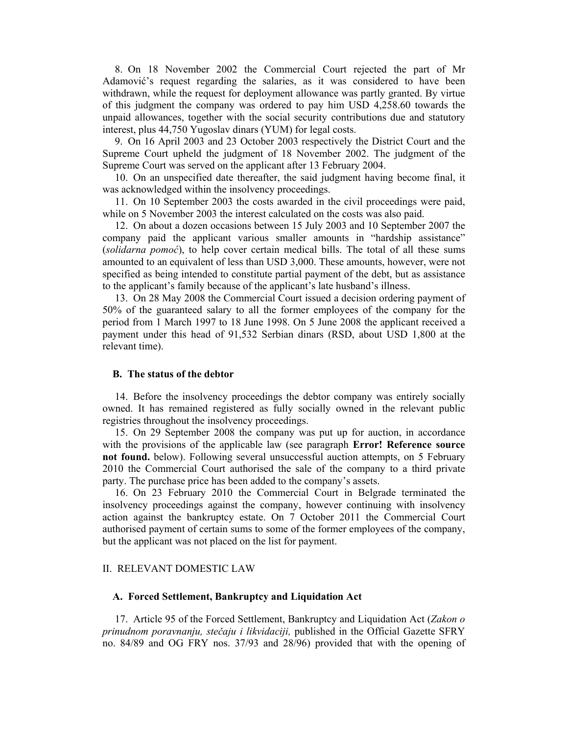8. On 18 November 2002 the Commercial Court rejected the part of Mr Adamović's request regarding the salaries, as it was considered to have been withdrawn, while the request for deployment allowance was partly granted. By virtue of this judgment the company was ordered to pay him USD 4,258.60 towards the unpaid allowances, together with the social security contributions due and statutory interest, plus 44,750 Yugoslav dinars (YUM) for legal costs.

9. On 16 April 2003 and 23 October 2003 respectively the District Court and the Supreme Court upheld the judgment of 18 November 2002. The judgment of the Supreme Court was served on the applicant after 13 February 2004.

10. On an unspecified date thereafter, the said judgment having become final, it was acknowledged within the insolvency proceedings.

11. On 10 September 2003 the costs awarded in the civil proceedings were paid, while on 5 November 2003 the interest calculated on the costs was also paid.

12. On about a dozen occasions between 15 July 2003 and 10 September 2007 the company paid the applicant various smaller amounts in "hardship assistance" (*solidarna pomoć*), to help cover certain medical bills. The total of all these sums amounted to an equivalent of less than USD 3,000. These amounts, however, were not specified as being intended to constitute partial payment of the debt, but as assistance to the applicant's family because of the applicant's late husband's illness.

13. On 28 May 2008 the Commercial Court issued a decision ordering payment of 50% of the guaranteed salary to all the former employees of the company for the period from 1 March 1997 to 18 June 1998. On 5 June 2008 the applicant received a payment under this head of 91,532 Serbian dinars (RSD, about USD 1,800 at the relevant time).

### B. The status of the debtor

14. Before the insolvency proceedings the debtor company was entirely socially owned. It has remained registered as fully socially owned in the relevant public registries throughout the insolvency proceedings.

15. On 29 September 2008 the company was put up for auction, in accordance with the provisions of the applicable law (see paragraph **Error! Reference source not found.** below). Following several unsuccessful auction attempts, on 5 February 2010 the Commercial Court authorised the sale of the company to a third private party. The purchase price has been added to the company's assets.

16. On 23 February 2010 the Commercial Court in Belgrade terminated the insolvency proceedings against the company, however continuing with insolvency action against the bankruptcy estate. On 7 October 2011 the Commercial Court authorised payment of certain sums to some of the former employees of the company, but the applicant was not placed on the list for payment.

## II. RELEVANT DOMESTIC LAW

### A. Forced Settlement, Bankruptcy and Liquidation Act

17. Article 95 of the Forced Settlement, Bankruptcy and Liquidation Act (*Zakon o prinudnom poravnanju, stečaju i likvidaciji,* published in the Official Gazette SFRY no. 84/89 and OG FRY nos. 37/93 and 28/96) provided that with the opening of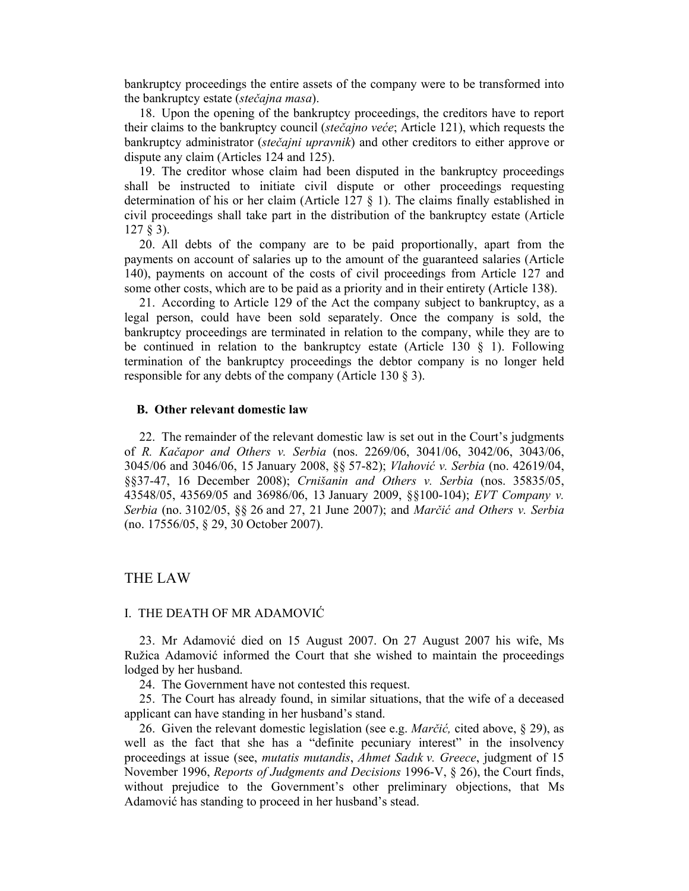bankruptcy proceedings the entire assets of the company were to be transformed into the bankruptcy estate (*stečajna masa*).

18. Upon the opening of the bankruptcy proceedings, the creditors have to report their claims to the bankruptcy council (*stečajno veće*; Article 121), which requests the bankruptcy administrator (*stečajni upravnik*) and other creditors to either approve or dispute any claim (Articles 124 and 125).

19. The creditor whose claim had been disputed in the bankruptcy proceedings shall be instructed to initiate civil dispute or other proceedings requesting determination of his or her claim (Article 127 § 1). The claims finally established in civil proceedings shall take part in the distribution of the bankruptcy estate (Article 127 § 3).

20. All debts of the company are to be paid proportionally, apart from the payments on account of salaries up to the amount of the guaranteed salaries (Article 140), payments on account of the costs of civil proceedings from Article 127 and some other costs, which are to be paid as a priority and in their entirety (Article 138).

21. According to Article 129 of the Act the company subject to bankruptcy, as a legal person, could have been sold separately. Once the company is sold, the bankruptcy proceedings are terminated in relation to the company, while they are to be continued in relation to the bankruptcy estate (Article 130 § 1). Following termination of the bankruptcy proceedings the debtor company is no longer held responsible for any debts of the company (Article 130 § 3).

### B. Other relevant domestic law

22. The remainder of the relevant domestic law is set out in the Court's judgments of *R. Kačapor and Others v. Serbia* (nos. 2269/06, 3041/06, 3042/06, 3043/06, 3045/06 and 3046/06, 15 January 2008, §§ 57-82); *Vlahović v. Serbia* (no. 42619/04, §§37-47, 16 December 2008); *Crnišanin and Others v. Serbia* (nos. 35835/05, 43548/05, 43569/05 and 36986/06, 13 January 2009, §§100-104); *EVT Company v. Serbia* (no. 3102/05, §§ 26 and 27, 21 June 2007); and *Marčić and Others v. Serbia* (no. 17556/05, § 29, 30 October 2007).

## THE LAW

### I. THE DEATH OF MR ADAMOVIĆ

23. Mr Adamović died on 15 August 2007. On 27 August 2007 his wife, Ms Ružica Adamović informed the Court that she wished to maintain the proceedings lodged by her husband.

24. The Government have not contested this request.

25. The Court has already found, in similar situations, that the wife of a deceased applicant can have standing in her husband's stand.

26. Given the relevant domestic legislation (see e.g. *Marčić,* cited above, § 29), as well as the fact that she has a "definite pecuniary interest" in the insolvency proceedings at issue (see, *mutatis mutandis*, *Ahmet Sadık v. Greece*, judgment of 15 November 1996, *Reports of Judgments and Decisions* 1996-V, § 26), the Court finds, without prejudice to the Government's other preliminary objections, that Ms Adamović has standing to proceed in her husband's stead.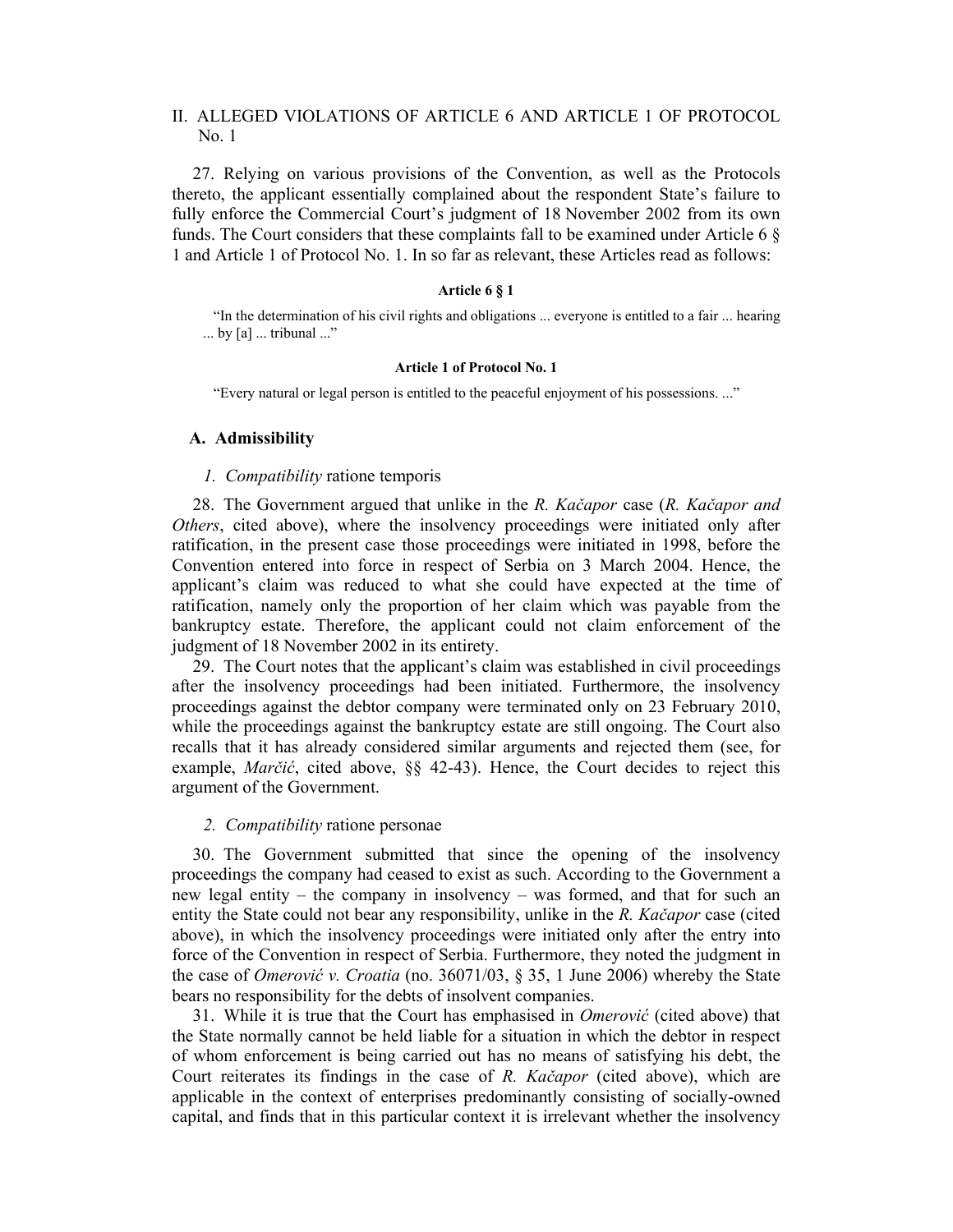## II. ALLEGED VIOLATIONS OF ARTICLE 6 AND ARTICLE 1 OF PROTOCOL No. 1

27. Relying on various provisions of the Convention, as well as the Protocols thereto, the applicant essentially complained about the respondent State's failure to fully enforce the Commercial Court's judgment of 18 November 2002 from its own funds. The Court considers that these complaints fall to be examined under Article 6 § 1 and Article 1 of Protocol No. 1. In so far as relevant, these Articles read as follows:

**Article 6 § 1**

"In the determination of his civil rights and obligations ... everyone is entitled to a fair ... hearing ... by [a] ... tribunal ..."

**Article 1 of Protocol No. 1**

"Every natural or legal person is entitled to the peaceful enjoyment of his possessions. ..."

### A. Admissibility

#### *1. Compatibility* ratione temporis

28. The Government argued that unlike in the *R. Kačapor* case (*R. Kačapor and Others*, cited above), where the insolvency proceedings were initiated only after ratification, in the present case those proceedings were initiated in 1998, before the Convention entered into force in respect of Serbia on 3 March 2004. Hence, the applicant's claim was reduced to what she could have expected at the time of ratification, namely only the proportion of her claim which was payable from the bankruptcy estate. Therefore, the applicant could not claim enforcement of the judgment of 18 November 2002 in its entirety.

29. The Court notes that the applicant's claim was established in civil proceedings after the insolvency proceedings had been initiated. Furthermore, the insolvency proceedings against the debtor company were terminated only on 23 February 2010, while the proceedings against the bankruptcy estate are still ongoing. The Court also recalls that it has already considered similar arguments and rejected them (see, for example, *Marčić*, cited above, §§ 42-43). Hence, the Court decides to reject this argument of the Government.

#### *2. Compatibility* ratione personae

30. The Government submitted that since the opening of the insolvency proceedings the company had ceased to exist as such. According to the Government a new legal entity – the company in insolvency – was formed, and that for such an entity the State could not bear any responsibility, unlike in the *R. Kačapor* case (cited above), in which the insolvency proceedings were initiated only after the entry into force of the Convention in respect of Serbia. Furthermore, they noted the judgment in the case of *Omerović v. Croatia* (no. 36071/03, § 35, 1 June 2006) whereby the State bears no responsibility for the debts of insolvent companies.

31. While it is true that the Court has emphasised in *Omerović* (cited above) that the State normally cannot be held liable for a situation in which the debtor in respect of whom enforcement is being carried out has no means of satisfying his debt, the Court reiterates its findings in the case of *R. Kačapor* (cited above), which are applicable in the context of enterprises predominantly consisting of socially-owned capital, and finds that in this particular context it is irrelevant whether the insolvency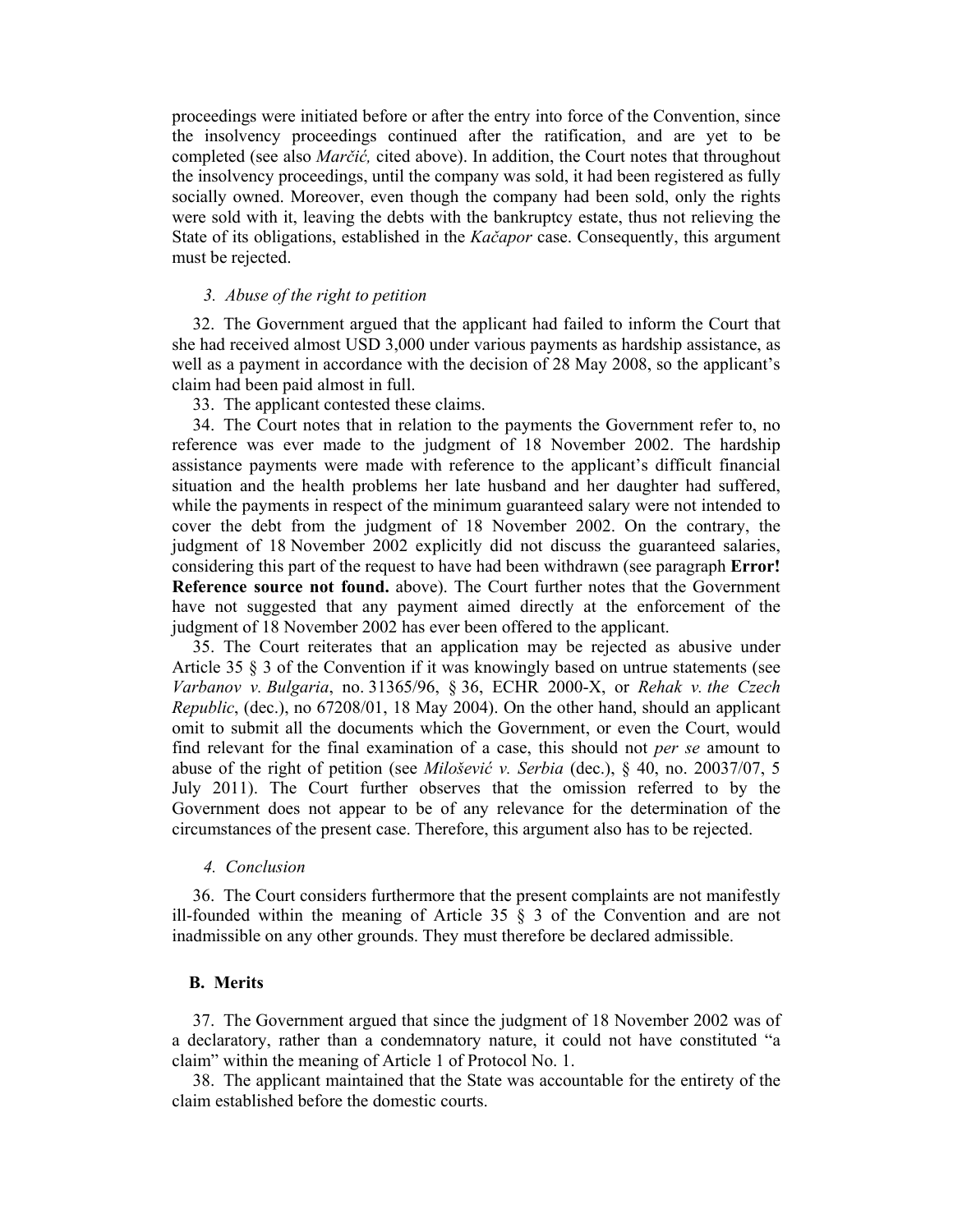proceedings were initiated before or after the entry into force of the Convention, since the insolvency proceedings continued after the ratification, and are yet to be completed (see also *Marčić,* cited above). In addition, the Court notes that throughout the insolvency proceedings, until the company was sold, it had been registered as fully socially owned. Moreover, even though the company had been sold, only the rights were sold with it, leaving the debts with the bankruptcy estate, thus not relieving the State of its obligations, established in the *Kačapor* case. Consequently, this argument must be rejected.

*3. Abuse of the right to petition*

32. The Government argued that the applicant had failed to inform the Court that she had received almost USD 3,000 under various payments as hardship assistance, as well as a payment in accordance with the decision of 28 May 2008, so the applicant's claim had been paid almost in full.

33. The applicant contested these claims.

34. The Court notes that in relation to the payments the Government refer to, no reference was ever made to the judgment of 18 November 2002. The hardship assistance payments were made with reference to the applicant's difficult financial situation and the health problems her late husband and her daughter had suffered, while the payments in respect of the minimum guaranteed salary were not intended to cover the debt from the judgment of 18 November 2002. On the contrary, the judgment of 18 November 2002 explicitly did not discuss the guaranteed salaries, considering this part of the request to have had been withdrawn (see paragraph **Error! Reference source not found.** above). The Court further notes that the Government have not suggested that any payment aimed directly at the enforcement of the judgment of 18 November 2002 has ever been offered to the applicant.

35. The Court reiterates that an application may be rejected as abusive under Article 35 § 3 of the Convention if it was knowingly based on untrue statements (see *Varbanov v. Bulgaria*, no. 31365/96, § 36, ECHR 2000-X, or *Rehak v. the Czech Republic*, (dec.), no 67208/01, 18 May 2004). On the other hand, should an applicant omit to submit all the documents which the Government, or even the Court, would find relevant for the final examination of a case, this should not *per se* amount to abuse of the right of petition (see *Milošević v. Serbia* (dec.), § 40, no. 20037/07, 5 July 2011). The Court further observes that the omission referred to by the Government does not appear to be of any relevance for the determination of the circumstances of the present case. Therefore, this argument also has to be rejected.

*4. Conclusion*

36. The Court considers furthermore that the present complaints are not manifestly ill-founded within the meaning of Article 35 § 3 of the Convention and are not inadmissible on any other grounds. They must therefore be declared admissible.

## B. Merits

37. The Government argued that since the judgment of 18 November 2002 was of a declaratory, rather than a condemnatory nature, it could not have constituted "a claim" within the meaning of Article 1 of Protocol No. 1.

38. The applicant maintained that the State was accountable for the entirety of the claim established before the domestic courts.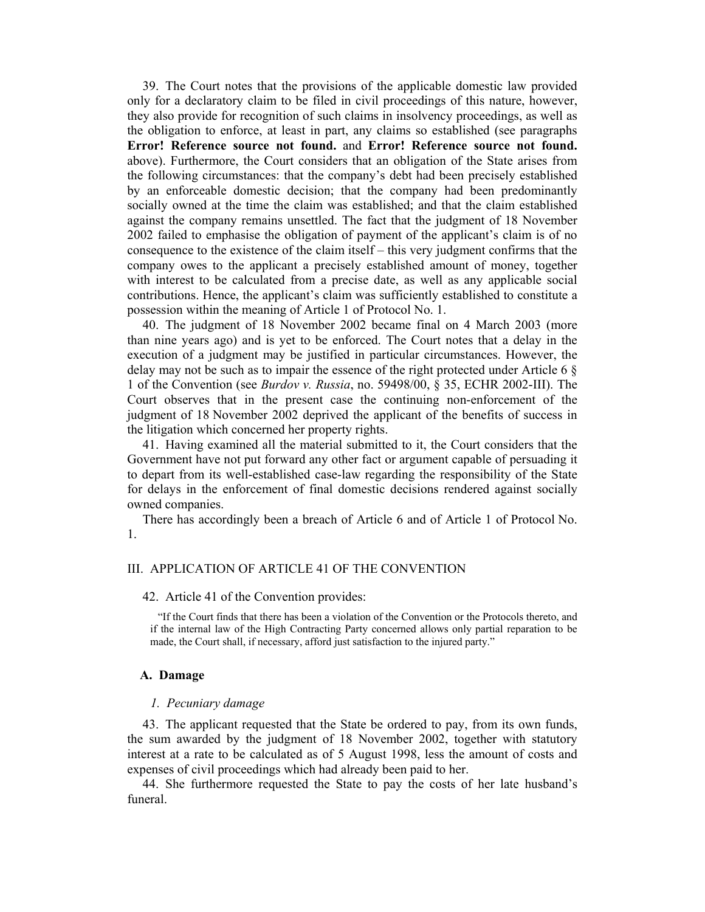39. The Court notes that the provisions of the applicable domestic law provided only for a declaratory claim to be filed in civil proceedings of this nature, however, they also provide for recognition of such claims in insolvency proceedings, as well as the obligation to enforce, at least in part, any claims so established (see paragraphs **Error! Reference source not found.** and **Error! Reference source not found.** above). Furthermore, the Court considers that an obligation of the State arises from the following circumstances: that the company's debt had been precisely established by an enforceable domestic decision; that the company had been predominantly socially owned at the time the claim was established; and that the claim established against the company remains unsettled. The fact that the judgment of 18 November 2002 failed to emphasise the obligation of payment of the applicant's claim is of no consequence to the existence of the claim itself – this very judgment confirms that the company owes to the applicant a precisely established amount of money, together with interest to be calculated from a precise date, as well as any applicable social contributions. Hence, the applicant's claim was sufficiently established to constitute a possession within the meaning of Article 1 of Protocol No. 1.

40. The judgment of 18 November 2002 became final on 4 March 2003 (more than nine years ago) and is yet to be enforced. The Court notes that a delay in the execution of a judgment may be justified in particular circumstances. However, the delay may not be such as to impair the essence of the right protected under Article 6 § 1 of the Convention (see *Burdov v. Russia*, no. 59498/00, § 35, ECHR 2002-III). The Court observes that in the present case the continuing non-enforcement of the judgment of 18 November 2002 deprived the applicant of the benefits of success in the litigation which concerned her property rights.

41. Having examined all the material submitted to it, the Court considers that the Government have not put forward any other fact or argument capable of persuading it to depart from its well-established case-law regarding the responsibility of the State for delays in the enforcement of final domestic decisions rendered against socially owned companies.

There has accordingly been a breach of Article 6 and of Article 1 of Protocol No. 1.

## III. APPLICATION OF ARTICLE 41 OF THE CONVENTION

42. Article 41 of the Convention provides:

> "If the Court finds that there has been a violation of the Convention or the Protocols thereto, and if the internal law of the High Contracting Party concerned allows only partial reparation to be made, the Court shall, if necessary, afford just satisfaction to the injured party."

### A. Damage

#### *1. Pecuniary damage*

43. The applicant requested that the State be ordered to pay, from its own funds, the sum awarded by the judgment of 18 November 2002, together with statutory interest at a rate to be calculated as of 5 August 1998, less the amount of costs and expenses of civil proceedings which had already been paid to her.

44. She furthermore requested the State to pay the costs of her late husband's funeral.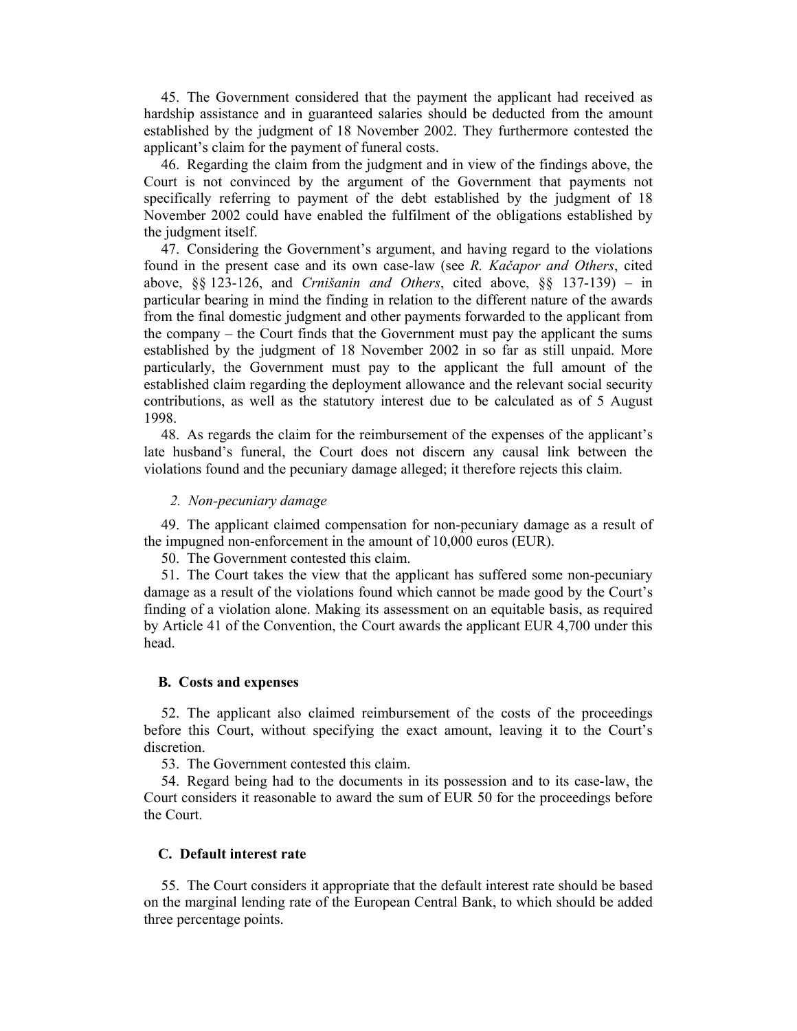45. The Government considered that the payment the applicant had received as hardship assistance and in guaranteed salaries should be deducted from the amount established by the judgment of 18 November 2002. They furthermore contested the applicant's claim for the payment of funeral costs.

46. Regarding the claim from the judgment and in view of the findings above, the Court is not convinced by the argument of the Government that payments not specifically referring to payment of the debt established by the judgment of 18 November 2002 could have enabled the fulfilment of the obligations established by the judgment itself.

47. Considering the Government's argument, and having regard to the violations found in the present case and its own case-law (see *R. Kačapor and Others*, cited above, §§ 123-126, and *Crnišanin and Others*, cited above, §§ 137-139) – in particular bearing in mind the finding in relation to the different nature of the awards from the final domestic judgment and other payments forwarded to the applicant from the company – the Court finds that the Government must pay the applicant the sums established by the judgment of 18 November 2002 in so far as still unpaid. More particularly, the Government must pay to the applicant the full amount of the established claim regarding the deployment allowance and the relevant social security contributions, as well as the statutory interest due to be calculated as of 5 August 1998.

48. As regards the claim for the reimbursement of the expenses of the applicant's late husband's funeral, the Court does not discern any causal link between the violations found and the pecuniary damage alleged; it therefore rejects this claim.

*2. Non-pecuniary damage*

49. The applicant claimed compensation for non-pecuniary damage as a result of the impugned non-enforcement in the amount of 10,000 euros (EUR).

50. The Government contested this claim.

51. The Court takes the view that the applicant has suffered some non-pecuniary damage as a result of the violations found which cannot be made good by the Court's finding of a violation alone. Making its assessment on an equitable basis, as required by Article 41 of the Convention, the Court awards the applicant EUR 4,700 under this head.

## B. Costs and expenses

52. The applicant also claimed reimbursement of the costs of the proceedings before this Court, without specifying the exact amount, leaving it to the Court's discretion.

53. The Government contested this claim.

54. Regard being had to the documents in its possession and to its case-law, the Court considers it reasonable to award the sum of EUR 50 for the proceedings before the Court.

## C. Default interest rate

55. The Court considers it appropriate that the default interest rate should be based on the marginal lending rate of the European Central Bank, to which should be added three percentage points.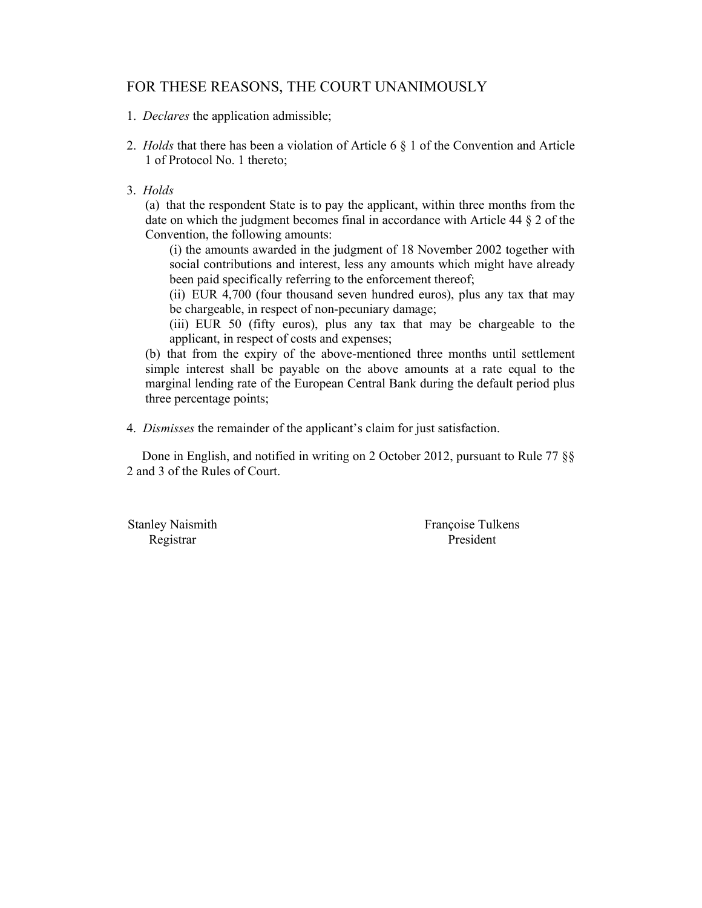FOR THESE REASONS, THE COURT UNANIMOUSLY

1. *Declares* the application admissible;

2. *Holds* that there has been a violation of Article 6 § 1 of the Convention and Article 1 of Protocol No. 1 thereto;

3. *Holds*

   (a) that the respondent State is to pay the applicant, within three months from the date on which the judgment becomes final in accordance with Article 44 § 2 of the Convention, the following amounts:

   (i) the amounts awarded in the judgment of 18 November 2002 together with social contributions and interest, less any amounts which might have already been paid specifically referring to the enforcement thereof;

   (ii) EUR 4,700 (four thousand seven hundred euros), plus any tax that may be chargeable, in respect of non-pecuniary damage;

   (iii) EUR 50 (fifty euros), plus any tax that may be chargeable to the applicant, in respect of costs and expenses;

   (b) that from the expiry of the above-mentioned three months until settlement simple interest shall be payable on the above amounts at a rate equal to the marginal lending rate of the European Central Bank during the default period plus three percentage points;

4. *Dismisses* the remainder of the applicant's claim for just satisfaction.

Done in English, and notified in writing on 2 October 2012, pursuant to Rule 77 §§ 2 and 3 of the Rules of Court.

Stanley Naismith
Registrar

Françoise Tulkens
President